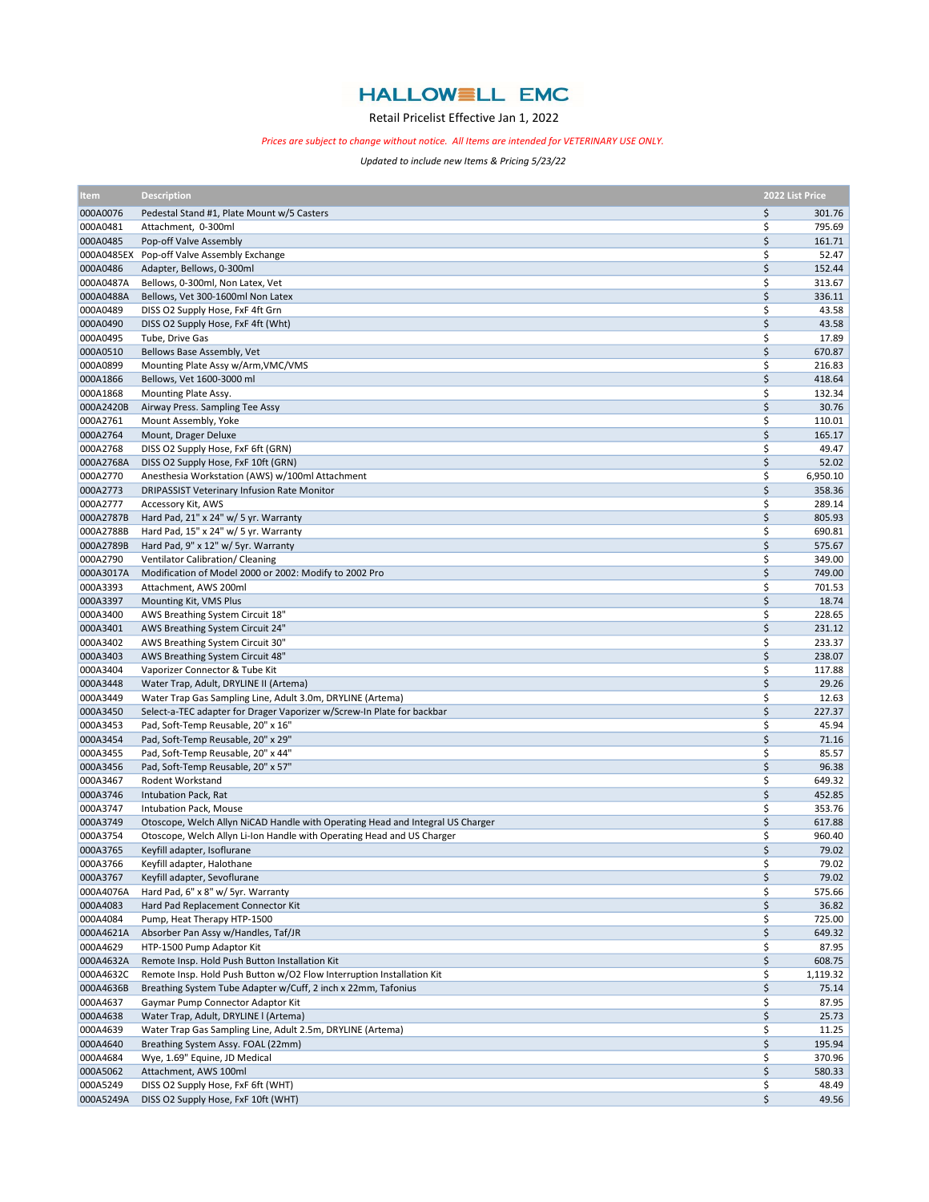# HALLOWELL EMC

Retail Pricelist Effective Jan 1, 2022

*Prices are subject to change without notice. All Items are intended for VETERINARY USE ONLY.*

*Updated to include new Items & Pricing 5/23/22*

| Item | Description | 2022 List Price |
|---|---|---|
| 000A0076 | Pedestal Stand #1, Plate Mount w/5 Casters | $ 301.76 |
| 000A0481 | Attachment, 0-300ml | $ 795.69 |
| 000A0485 | Pop-off Valve Assembly | $ 161.71 |
| 000A0485EX | Pop-off Valve Assembly Exchange | $ 52.47 |
| 000A0486 | Adapter, Bellows, 0-300ml | $ 152.44 |
| 000A0487A | Bellows, 0-300ml, Non Latex, Vet | $ 313.67 |
| 000A0488A | Bellows, Vet 300-1600ml Non Latex | $ 336.11 |
| 000A0489 | DISS O2 Supply Hose, FxF 4ft Grn | $ 43.58 |
| 000A0490 | DISS O2 Supply Hose, FxF 4ft (Wht) | $ 43.58 |
| 000A0495 | Tube, Drive Gas | $ 17.89 |
| 000A0510 | Bellows Base Assembly, Vet | $ 670.87 |
| 000A0899 | Mounting Plate Assy w/Arm,VMC/VMS | $ 216.83 |
| 000A1866 | Bellows, Vet 1600-3000 ml | $ 418.64 |
| 000A1868 | Mounting Plate Assy. | $ 132.34 |
| 000A2420B | Airway Press. Sampling Tee Assy | $ 30.76 |
| 000A2761 | Mount Assembly, Yoke | $ 110.01 |
| 000A2764 | Mount, Drager Deluxe | $ 165.17 |
| 000A2768 | DISS O2 Supply Hose, FxF 6ft (GRN) | $ 49.47 |
| 000A2768A | DISS O2 Supply Hose, FxF 10ft (GRN) | $ 52.02 |
| 000A2770 | Anesthesia Workstation (AWS) w/100ml Attachment | $ 6,950.10 |
| 000A2773 | DRIPASSIST Veterinary Infusion Rate Monitor | $ 358.36 |
| 000A2777 | Accessory Kit, AWS | $ 289.14 |
| 000A2787B | Hard Pad, 21" x 24" w/ 5 yr. Warranty | $ 805.93 |
| 000A2788B | Hard Pad, 15" x 24" w/ 5 yr. Warranty | $ 690.81 |
| 000A2789B | Hard Pad, 9" x 12" w/ 5yr. Warranty | $ 575.67 |
| 000A2790 | Ventilator Calibration/ Cleaning | $ 349.00 |
| 000A3017A | Modification of Model 2000 or 2002: Modify to 2002 Pro | $ 749.00 |
| 000A3393 | Attachment, AWS 200ml | $ 701.53 |
| 000A3397 | Mounting Kit, VMS Plus | $ 18.74 |
| 000A3400 | AWS Breathing System Circuit 18" | $ 228.65 |
| 000A3401 | AWS Breathing System Circuit 24" | $ 231.12 |
| 000A3402 | AWS Breathing System Circuit 30" | $ 233.37 |
| 000A3403 | AWS Breathing System Circuit 48" | $ 238.07 |
| 000A3404 | Vaporizer Connector & Tube Kit | $ 117.88 |
| 000A3448 | Water Trap, Adult, DRYLINE II (Artema) | $ 29.26 |
| 000A3449 | Water Trap Gas Sampling Line, Adult 3.0m, DRYLINE (Artema) | $ 12.63 |
| 000A3450 | Select-a-TEC adapter for Drager Vaporizer w/Screw-In Plate for backbar | $ 227.37 |
| 000A3453 | Pad, Soft-Temp Reusable, 20" x 16" | $ 45.94 |
| 000A3454 | Pad, Soft-Temp Reusable, 20" x 29" | $ 71.16 |
| 000A3455 | Pad, Soft-Temp Reusable, 20" x 44" | $ 85.57 |
| 000A3456 | Pad, Soft-Temp Reusable, 20" x 57" | $ 96.38 |
| 000A3467 | Rodent Workstand | $ 649.32 |
| 000A3746 | Intubation Pack, Rat | $ 452.85 |
| 000A3747 | Intubation Pack, Mouse | $ 353.76 |
| 000A3749 | Otoscope, Welch Allyn NiCAD Handle with Operating Head and Integral US Charger | $ 617.88 |
| 000A3754 | Otoscope, Welch Allyn Li-Ion Handle with Operating Head and US Charger | $ 960.40 |
| 000A3765 | Keyfill adapter, Isoflurane | $ 79.02 |
| 000A3766 | Keyfill adapter, Halothane | $ 79.02 |
| 000A3767 | Keyfill adapter, Sevoflurane | $ 79.02 |
| 000A4076A | Hard Pad, 6" x 8" w/ 5yr. Warranty | $ 575.66 |
| 000A4083 | Hard Pad Replacement Connector Kit | $ 36.82 |
| 000A4084 | Pump, Heat Therapy HTP-1500 | $ 725.00 |
| 000A4621A | Absorber Pan Assy w/Handles, Taf/JR | $ 649.32 |
| 000A4629 | HTP-1500 Pump Adaptor Kit | $ 87.95 |
| 000A4632A | Remote Insp. Hold Push Button Installation Kit | $ 608.75 |
| 000A4632C | Remote Insp. Hold Push Button w/O2 Flow Interruption Installation Kit | $ 1,119.32 |
| 000A4636B | Breathing System Tube Adapter w/Cuff, 2 inch x 22mm, Tafonius | $ 75.14 |
| 000A4637 | Gaymar Pump Connector Adaptor Kit | $ 87.95 |
| 000A4638 | Water Trap, Adult, DRYLINE I (Artema) | $ 25.73 |
| 000A4639 | Water Trap Gas Sampling Line, Adult 2.5m, DRYLINE (Artema) | $ 11.25 |
| 000A4640 | Breathing System Assy. FOAL (22mm) | $ 195.94 |
| 000A4684 | Wye, 1.69" Equine, JD Medical | $ 370.96 |
| 000A5062 | Attachment, AWS 100ml | $ 580.33 |
| 000A5249 | DISS O2 Supply Hose, FxF 6ft (WHT) | $ 48.49 |
| 000A5249A | DISS O2 Supply Hose, FxF 10ft (WHT) | $ 49.56 |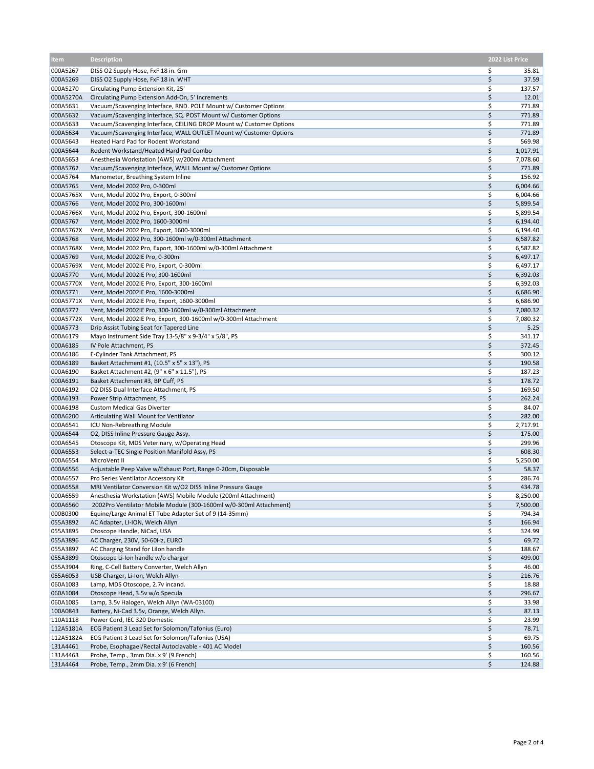| Item | Description | 2022 List Price |
| --- | --- | --- |
| 000A5267 | DISS O2 Supply Hose, FxF 18 in. Grn | $ 35.81 |
| 000A5269 | DISS O2 Supply Hose, FxF 18 in. WHT | $ 37.59 |
| 000A5270 | Circulating Pump Extension Kit, 25' | $ 137.57 |
| 000A5270A | Circulating Pump Extension Add-On, 5' Increments | $ 12.01 |
| 000A5631 | Vacuum/Scavenging Interface, RND. POLE Mount w/ Customer Options | $ 771.89 |
| 000A5632 | Vacuum/Scavenging Interface, SQ. POST Mount w/ Customer Options | $ 771.89 |
| 000A5633 | Vacuum/Scavenging Interface, CEILING DROP Mount w/ Customer Options | $ 771.89 |
| 000A5634 | Vacuum/Scavenging Interface, WALL OUTLET Mount w/ Customer Options | $ 771.89 |
| 000A5643 | Heated Hard Pad for Rodent Workstand | $ 569.98 |
| 000A5644 | Rodent Workstand/Heated Hard Pad Combo | $ 1,017.91 |
| 000A5653 | Anesthesia Workstation (AWS) w/200ml Attachment | $ 7,078.60 |
| 000A5762 | Vacuum/Scavenging Interface, WALL Mount w/ Customer Options | $ 771.89 |
| 000A5764 | Manometer, Breathing System Inline | $ 156.92 |
| 000A5765 | Vent, Model 2002 Pro, 0-300ml | $ 6,004.66 |
| 000A5765X | Vent, Model 2002 Pro, Export, 0-300ml | $ 6,004.66 |
| 000A5766 | Vent, Model 2002 Pro, 300-1600ml | $ 5,899.54 |
| 000A5766X | Vent, Model 2002 Pro, Export, 300-1600ml | $ 5,899.54 |
| 000A5767 | Vent, Model 2002 Pro, 1600-3000ml | $ 6,194.40 |
| 000A5767X | Vent, Model 2002 Pro, Export, 1600-3000ml | $ 6,194.40 |
| 000A5768 | Vent, Model 2002 Pro, 300-1600ml w/0-300ml Attachment | $ 6,587.82 |
| 000A5768X | Vent, Model 2002 Pro, Export, 300-1600ml w/0-300ml Attachment | $ 6,587.82 |
| 000A5769 | Vent, Model 2002IE Pro, 0-300ml | $ 6,497.17 |
| 000A5769X | Vent, Model 2002IE Pro, Export, 0-300ml | $ 6,497.17 |
| 000A5770 | Vent, Model 2002IE Pro, 300-1600ml | $ 6,392.03 |
| 000A5770X | Vent, Model 2002IE Pro, Export, 300-1600ml | $ 6,392.03 |
| 000A5771 | Vent, Model 2002IE Pro, 1600-3000ml | $ 6,686.90 |
| 000A5771X | Vent, Model 2002IE Pro, Export, 1600-3000ml | $ 6,686.90 |
| 000A5772 | Vent, Model 2002IE Pro, 300-1600ml w/0-300ml Attachment | $ 7,080.32 |
| 000A5772X | Vent, Model 2002IE Pro, Export, 300-1600ml w/0-300ml Attachment | $ 7,080.32 |
| 000A5773 | Drip Assist Tubing Seat for Tapered Line | $ 5.25 |
| 000A6179 | Mayo Instrument Side Tray 13-5/8" x 9-3/4" x 5/8", PS | $ 341.17 |
| 000A6185 | IV Pole Attachment, PS | $ 372.45 |
| 000A6186 | E-Cylinder Tank Attachment, PS | $ 300.12 |
| 000A6189 | Basket Attachment #1, (10.5" x 5" x 13"), PS | $ 190.58 |
| 000A6190 | Basket Attachment #2, (9" x 6" x 11.5"), PS | $ 187.23 |
| 000A6191 | Basket Attachment #3, BP Cuff, PS | $ 178.72 |
| 000A6192 | O2 DISS Dual Interface Attachment, PS | $ 169.50 |
| 000A6193 | Power Strip Attachment, PS | $ 262.24 |
| 000A6198 | Custom Medical Gas Diverter | $ 84.07 |
| 000A6200 | Articulating Wall Mount for Ventilator | $ 282.00 |
| 000A6541 | ICU Non-Rebreathing Module | $ 2,717.91 |
| 000A6544 | O2, DISS Inline Pressure Gauge Assy. | $ 175.00 |
| 000A6545 | Otoscope Kit, MDS Veterinary, w/Operating Head | $ 299.96 |
| 000A6553 | Select-a-TEC Single Position Manifold Assy, PS | $ 608.30 |
| 000A6554 | MicroVent II | $ 5,250.00 |
| 000A6556 | Adjustable Peep Valve w/Exhaust Port, Range 0-20cm, Disposable | $ 58.37 |
| 000A6557 | Pro Series Ventilator Accessory Kit | $ 286.74 |
| 000A6558 | MRI Ventilator Conversion Kit w/O2 DISS Inline Pressure Gauge | $ 434.78 |
| 000A6559 | Anesthesia Workstation (AWS) Mobile Module (200ml Attachment) | $ 8,250.00 |
| 000A6560 | 2002Pro Ventilator Mobile Module (300-1600ml w/0-300ml Attachment) | $ 7,500.00 |
| 000B0300 | Equine/Large Animal ET Tube Adapter Set of 9 (14-35mm) | $ 794.34 |
| 055A3892 | AC Adapter, LI-ION, Welch Allyn | $ 166.94 |
| 055A3895 | Otoscope Handle, NiCad, USA | $ 324.99 |
| 055A3896 | AC Charger, 230V, 50-60Hz, EURO | $ 69.72 |
| 055A3897 | AC Charging Stand for LiIon handle | $ 188.67 |
| 055A3899 | Otoscope Li-Ion handle w/o charger | $ 499.00 |
| 055A3904 | Ring, C-Cell Battery Converter, Welch Allyn | $ 46.00 |
| 055A6053 | USB Charger, Li-Ion, Welch Allyn | $ 216.76 |
| 060A1083 | Lamp, MDS Otoscope, 2.7v incand. | $ 18.88 |
| 060A1084 | Otoscope Head, 3.5v w/o Specula | $ 296.67 |
| 060A1085 | Lamp, 3.5v Halogen, Welch Allyn (WA-03100) | $ 33.98 |
| 100A0843 | Battery, Ni-Cad 3.5v, Orange, Welch Allyn. | $ 87.13 |
| 110A1118 | Power Cord, IEC 320 Domestic | $ 23.99 |
| 112A5181A | ECG Patient 3 Lead Set for Solomon/Tafonius (Euro) | $ 78.71 |
| 112A5182A | ECG Patient 3 Lead Set for Solomon/Tafonius (USA) | $ 69.75 |
| 131A4461 | Probe, Esophagael/Rectal Autoclavable - 401 AC Model | $ 160.56 |
| 131A4463 | Probe, Temp., 3mm Dia. x 9' (9 French) | $ 160.56 |
| 131A4464 | Probe, Temp., 2mm Dia. x 9' (6 French) | $ 124.88 |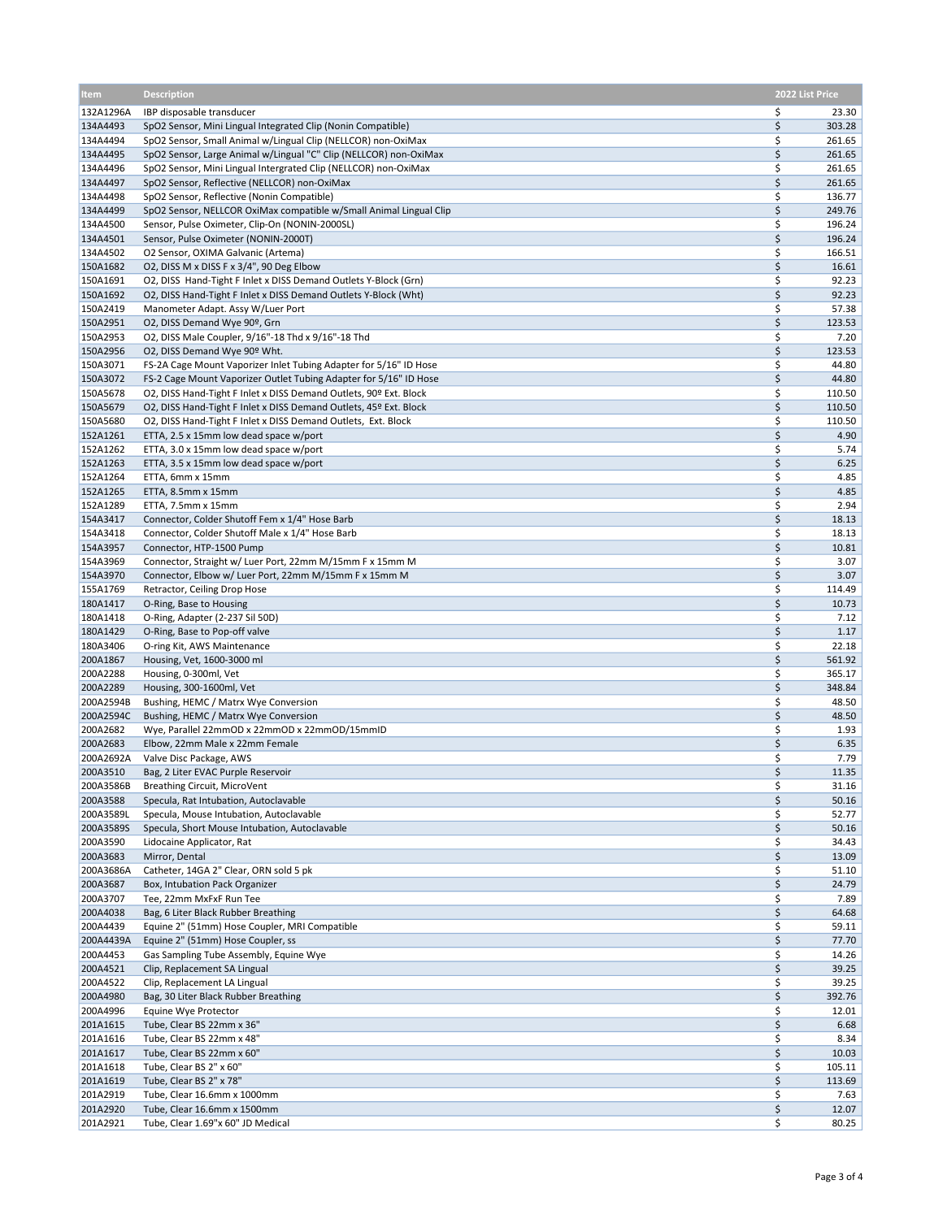| Item | Description | 2022 List Price |
|---|---|---|
| 132A1296A | IBP disposable transducer | $ 23.30 |
| 134A4493 | SpO2 Sensor, Mini Lingual Integrated Clip (Nonin Compatible) | $ 303.28 |
| 134A4494 | SpO2 Sensor, Small Animal w/Lingual Clip (NELLCOR) non-OxiMax | $ 261.65 |
| 134A4495 | SpO2 Sensor, Large Animal w/Lingual "C" Clip (NELLCOR) non-OxiMax | $ 261.65 |
| 134A4496 | SpO2 Sensor, Mini Lingual Intergrated Clip (NELLCOR) non-OxiMax | $ 261.65 |
| 134A4497 | SpO2 Sensor, Reflective (NELLCOR) non-OxiMax | $ 261.65 |
| 134A4498 | SpO2 Sensor, Reflective (Nonin Compatible) | $ 136.77 |
| 134A4499 | SpO2 Sensor, NELLCOR OxiMax compatible w/Small Animal Lingual Clip | $ 249.76 |
| 134A4500 | Sensor, Pulse Oximeter, Clip-On (NONIN-2000SL) | $ 196.24 |
| 134A4501 | Sensor, Pulse Oximeter (NONIN-2000T) | $ 196.24 |
| 134A4502 | O2 Sensor, OXIMA Galvanic (Artema) | $ 166.51 |
| 150A1682 | O2, DISS M x DISS F x 3/4", 90 Deg Elbow | $ 16.61 |
| 150A1691 | O2, DISS Hand-Tight F Inlet x DISS Demand Outlets Y-Block (Grn) | $ 92.23 |
| 150A1692 | O2, DISS Hand-Tight F Inlet x DISS Demand Outlets Y-Block (Wht) | $ 92.23 |
| 150A2419 | Manometer Adapt. Assy W/Luer Port | $ 57.38 |
| 150A2951 | O2, DISS Demand Wye 90º, Grn | $ 123.53 |
| 150A2953 | O2, DISS Male Coupler, 9/16"-18 Thd x 9/16"-18 Thd | $ 7.20 |
| 150A2956 | O2, DISS Demand Wye 90º Wht. | $ 123.53 |
| 150A3071 | FS-2A Cage Mount Vaporizer Inlet Tubing Adapter for 5/16" ID Hose | $ 44.80 |
| 150A3072 | FS-2 Cage Mount Vaporizer Outlet Tubing Adapter for 5/16" ID Hose | $ 44.80 |
| 150A5678 | O2, DISS Hand-Tight F Inlet x DISS Demand Outlets, 90º Ext. Block | $ 110.50 |
| 150A5679 | O2, DISS Hand-Tight F Inlet x DISS Demand Outlets, 45º Ext. Block | $ 110.50 |
| 150A5680 | O2, DISS Hand-Tight F Inlet x DISS Demand Outlets, Ext. Block | $ 110.50 |
| 152A1261 | ETTA, 2.5 x 15mm low dead space w/port | $ 4.90 |
| 152A1262 | ETTA, 3.0 x 15mm low dead space w/port | $ 5.74 |
| 152A1263 | ETTA, 3.5 x 15mm low dead space w/port | $ 6.25 |
| 152A1264 | ETTA, 6mm x 15mm | $ 4.85 |
| 152A1265 | ETTA, 8.5mm x 15mm | $ 4.85 |
| 152A1289 | ETTA, 7.5mm x 15mm | $ 2.94 |
| 154A3417 | Connector, Colder Shutoff Fem x 1/4" Hose Barb | $ 18.13 |
| 154A3418 | Connector, Colder Shutoff Male x 1/4" Hose Barb | $ 18.13 |
| 154A3957 | Connector, HTP-1500 Pump | $ 10.81 |
| 154A3969 | Connector, Straight w/ Luer Port, 22mm M/15mm F x 15mm M | $ 3.07 |
| 154A3970 | Connector, Elbow w/ Luer Port, 22mm M/15mm F x 15mm M | $ 3.07 |
| 155A1769 | Retractor, Ceiling Drop Hose | $ 114.49 |
| 180A1417 | O-Ring, Base to Housing | $ 10.73 |
| 180A1418 | O-Ring, Adapter (2-237 Sil 50D) | $ 7.12 |
| 180A1429 | O-Ring, Base to Pop-off valve | $ 1.17 |
| 180A3406 | O-ring Kit, AWS Maintenance | $ 22.18 |
| 200A1867 | Housing, Vet, 1600-3000 ml | $ 561.92 |
| 200A2288 | Housing, 0-300ml, Vet | $ 365.17 |
| 200A2289 | Housing, 300-1600ml, Vet | $ 348.84 |
| 200A2594B | Bushing, HEMC / Matrx Wye Conversion | $ 48.50 |
| 200A2594C | Bushing, HEMC / Matrx Wye Conversion | $ 48.50 |
| 200A2682 | Wye, Parallel 22mmOD x 22mmOD x 22mmOD/15mmID | $ 1.93 |
| 200A2683 | Elbow, 22mm Male x 22mm Female | $ 6.35 |
| 200A2692A | Valve Disc Package, AWS | $ 7.79 |
| 200A3510 | Bag, 2 Liter EVAC Purple Reservoir | $ 11.35 |
| 200A3586B | Breathing Circuit, MicroVent | $ 31.16 |
| 200A3588 | Specula, Rat Intubation, Autoclavable | $ 50.16 |
| 200A3589L | Specula, Mouse Intubation, Autoclavable | $ 52.77 |
| 200A3589S | Specula, Short Mouse Intubation, Autoclavable | $ 50.16 |
| 200A3590 | Lidocaine Applicator, Rat | $ 34.43 |
| 200A3683 | Mirror, Dental | $ 13.09 |
| 200A3686A | Catheter, 14GA 2" Clear, ORN sold 5 pk | $ 51.10 |
| 200A3687 | Box, Intubation Pack Organizer | $ 24.79 |
| 200A3707 | Tee, 22mm MxFxF Run Tee | $ 7.89 |
| 200A4038 | Bag, 6 Liter Black Rubber Breathing | $ 64.68 |
| 200A4439 | Equine 2" (51mm) Hose Coupler, MRI Compatible | $ 59.11 |
| 200A4439A | Equine 2" (51mm) Hose Coupler, ss | $ 77.70 |
| 200A4453 | Gas Sampling Tube Assembly, Equine Wye | $ 14.26 |
| 200A4521 | Clip, Replacement SA Lingual | $ 39.25 |
| 200A4522 | Clip, Replacement LA Lingual | $ 39.25 |
| 200A4980 | Bag, 30 Liter Black Rubber Breathing | $ 392.76 |
| 200A4996 | Equine Wye Protector | $ 12.01 |
| 201A1615 | Tube, Clear BS 22mm x 36" | $ 6.68 |
| 201A1616 | Tube, Clear BS 22mm x 48" | $ 8.34 |
| 201A1617 | Tube, Clear BS 22mm x 60" | $ 10.03 |
| 201A1618 | Tube, Clear BS 2" x 60" | $ 105.11 |
| 201A1619 | Tube, Clear BS 2" x 78" | $ 113.69 |
| 201A2919 | Tube, Clear 16.6mm x 1000mm | $ 7.63 |
| 201A2920 | Tube, Clear 16.6mm x 1500mm | $ 12.07 |
| 201A2921 | Tube, Clear 1.69"x 60" JD Medical | $ 80.25 |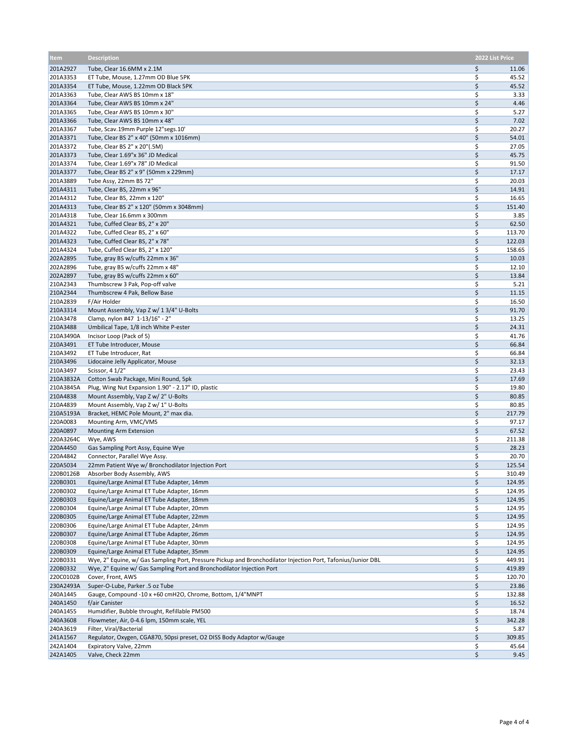| Item | Description | 2022 List Price |
|---|---|---|
| 201A2927 | Tube, Clear 16.6MM x 2.1M | $ 11.06 |
| 201A3353 | ET Tube, Mouse, 1.27mm OD Blue 5PK | $ 45.52 |
| 201A3354 | ET Tube, Mouse, 1.22mm OD Black 5PK | $ 45.52 |
| 201A3363 | Tube, Clear AWS BS 10mm x 18" | $ 3.33 |
| 201A3364 | Tube, Clear AWS BS 10mm x 24" | $ 4.46 |
| 201A3365 | Tube, Clear AWS BS 10mm x 30" | $ 5.27 |
| 201A3366 | Tube, Clear AWS BS 10mm x 48" | $ 7.02 |
| 201A3367 | Tube, Scav.19mm Purple 12"segs.10' | $ 20.27 |
| 201A3371 | Tube, Clear BS 2" x 40" (50mm x 1016mm) | $ 54.01 |
| 201A3372 | Tube, Clear BS 2" x 20"(.5M) | $ 27.05 |
| 201A3373 | Tube, Clear 1.69"x 36" JD Medical | $ 45.75 |
| 201A3374 | Tube, Clear 1.69"x 78" JD Medical | $ 91.50 |
| 201A3377 | Tube, Clear BS 2" x 9" (50mm x 229mm) | $ 17.17 |
| 201A3889 | Tube Assy, 22mm BS 72" | $ 20.03 |
| 201A4311 | Tube, Clear BS, 22mm x 96" | $ 14.91 |
| 201A4312 | Tube, Clear BS, 22mm x 120" | $ 16.65 |
| 201A4313 | Tube, Clear BS 2" x 120" (50mm x 3048mm) | $ 151.40 |
| 201A4318 | Tube, Clear 16.6mm x 300mm | $ 3.85 |
| 201A4321 | Tube, Cuffed Clear BS, 2" x 20" | $ 62.50 |
| 201A4322 | Tube, Cuffed Clear BS, 2" x 60" | $ 113.70 |
| 201A4323 | Tube, Cuffed Clear BS, 2" x 78" | $ 122.03 |
| 201A4324 | Tube, Cuffed Clear BS, 2" x 120" | $ 158.65 |
| 202A2895 | Tube, gray BS w/cuffs 22mm x 36" | $ 10.03 |
| 202A2896 | Tube, gray BS w/cuffs 22mm x 48" | $ 12.10 |
| 202A2897 | Tube, gray BS w/cuffs 22mm x 60" | $ 13.84 |
| 210A2343 | Thumbscrew 3 Pak, Pop-off valve | $ 5.21 |
| 210A2344 | Thumbscrew 4 Pak, Bellow Base | $ 11.15 |
| 210A2839 | F/Air Holder | $ 16.50 |
| 210A3314 | Mount Assembly, Vap Z w/ 1 3/4" U-Bolts | $ 91.70 |
| 210A3478 | Clamp, nylon #47 1-13/16" - 2" | $ 13.25 |
| 210A3488 | Umbilical Tape, 1/8 inch White P-ester | $ 24.31 |
| 210A3490A | Incisor Loop (Pack of 5) | $ 41.76 |
| 210A3491 | ET Tube Introducer, Mouse | $ 66.84 |
| 210A3492 | ET Tube Introducer, Rat | $ 66.84 |
| 210A3496 | Lidocaine Jelly Applicator, Mouse | $ 32.13 |
| 210A3497 | Scissor, 4 1/2" | $ 23.43 |
| 210A3832A | Cotton Swab Package, Mini Round, 5pk | $ 17.69 |
| 210A3845A | Plug, Wing Nut Expansion 1.90" - 2.17" ID, plastic | $ 19.80 |
| 210A4838 | Mount Assembly, Vap Z w/ 2" U-Bolts | $ 80.85 |
| 210A4839 | Mount Assembly, Vap Z w/ 1" U-Bolts | $ 80.85 |
| 210A5193A | Bracket, HEMC Pole Mount, 2" max dia. | $ 217.79 |
| 220A0083 | Mounting Arm, VMC/VMS | $ 97.17 |
| 220A0897 | Mounting Arm Extension | $ 67.52 |
| 220A3264C | Wye, AWS | $ 211.38 |
| 220A4450 | Gas Sampling Port Assy, Equine Wye | $ 28.23 |
| 220A4842 | Connector, Parallel Wye Assy. | $ 20.70 |
| 220A5034 | 22mm Patient Wye w/ Bronchodilator Injection Port | $ 125.54 |
| 220B0126B | Absorber Body Assembly, AWS | $ 310.49 |
| 220B0301 | Equine/Large Animal ET Tube Adapter, 14mm | $ 124.95 |
| 220B0302 | Equine/Large Animal ET Tube Adapter, 16mm | $ 124.95 |
| 220B0303 | Equine/Large Animal ET Tube Adapter, 18mm | $ 124.95 |
| 220B0304 | Equine/Large Animal ET Tube Adapter, 20mm | $ 124.95 |
| 220B0305 | Equine/Large Animal ET Tube Adapter, 22mm | $ 124.95 |
| 220B0306 | Equine/Large Animal ET Tube Adapter, 24mm | $ 124.95 |
| 220B0307 | Equine/Large Animal ET Tube Adapter, 26mm | $ 124.95 |
| 220B0308 | Equine/Large Animal ET Tube Adapter, 30mm | $ 124.95 |
| 220B0309 | Equine/Large Animal ET Tube Adapter, 35mm | $ 124.95 |
| 220B0331 | Wye, 2" Equine, w/ Gas Sampling Port, Pressure Pickup and Bronchodilator Injection Port, Tafonius/Junior DBL | $ 449.91 |
| 220B0332 | Wye, 2" Equine w/ Gas Sampling Port and Bronchodilator Injection Port | $ 419.89 |
| 220C0102B | Cover, Front, AWS | $ 120.70 |
| 230A2493A | Super-O-Lube, Parker .5 oz Tube | $ 23.86 |
| 240A1445 | Gauge, Compound -10 x +60 cmH2O, Chrome, Bottom, 1/4"MNPT | $ 132.88 |
| 240A1450 | f/air Canister | $ 16.52 |
| 240A1455 | Humidifier, Bubble throught, Refillable PM500 | $ 18.74 |
| 240A3608 | Flowmeter, Air, 0-4.6 lpm, 150mm scale, YEL | $ 342.28 |
| 240A3619 | Filter, Viral/Bacterial | $ 5.87 |
| 241A1567 | Regulator, Oxygen, CGA870, 50psi preset, O2 DISS Body Adaptor w/Gauge | $ 309.85 |
| 242A1404 | Expiratory Valve, 22mm | $ 45.64 |
| 242A1405 | Valve, Check 22mm | $ 9.45 |